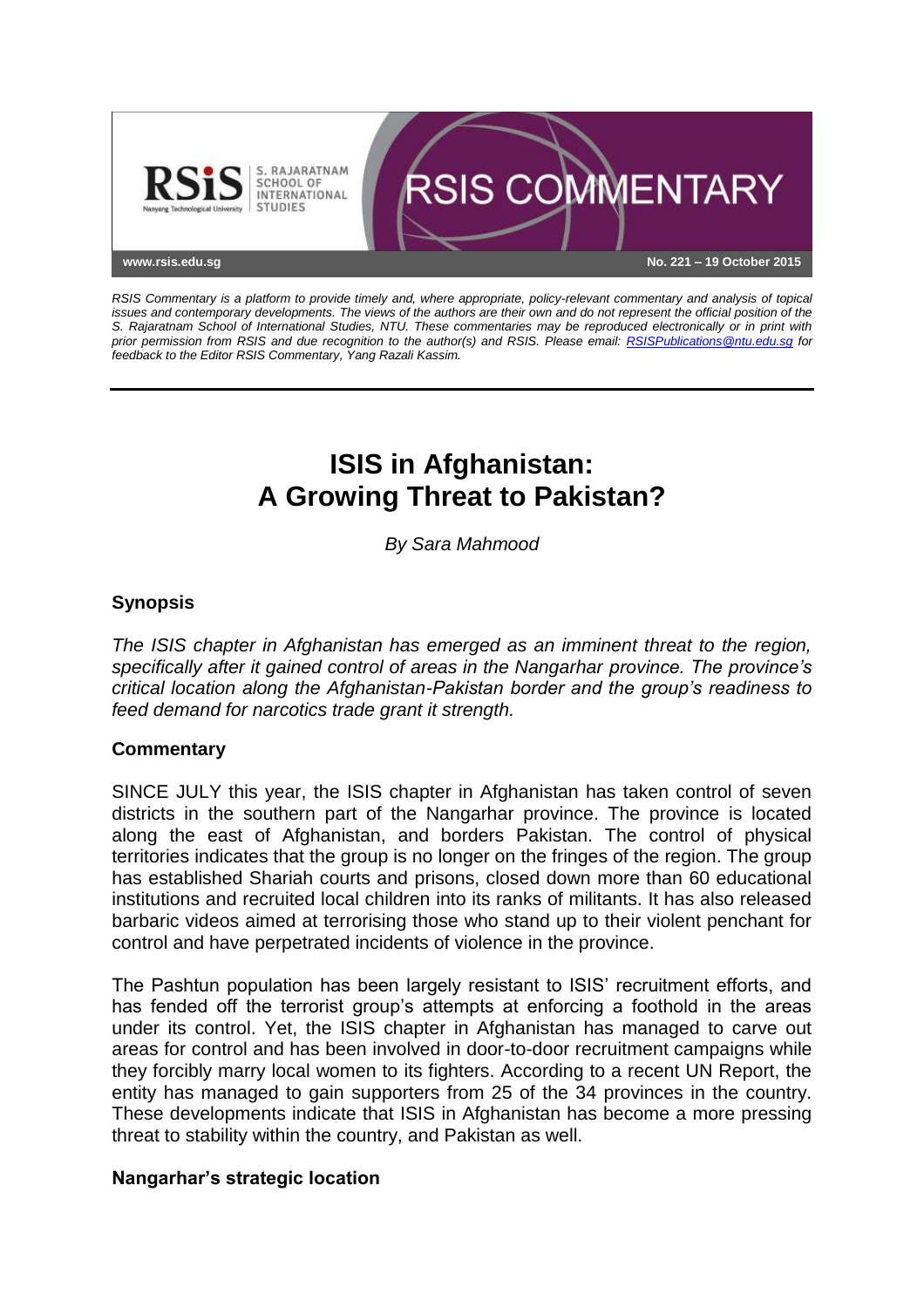RSIS COMMENTARY

www.rsis.edu.sg

No. 221 – 19 October 2015

*RSIS Commentary is a platform to provide timely and, where appropriate, policy-relevant commentary and analysis of topical issues and contemporary developments. The views of the authors are their own and do not represent the official position of the S. Rajaratnam School of International Studies, NTU. These commentaries may be reproduced electronically or in print with prior permission from RSIS and due recognition to the author(s) and RSIS. Please email: RSISPublications@ntu.edu.sg for feedback to the Editor RSIS Commentary, Yang Razali Kassim.*

# ISIS in Afghanistan: A Growing Threat to Pakistan?

*By Sara Mahmood*

## Synopsis

*The ISIS chapter in Afghanistan has emerged as an imminent threat to the region, specifically after it gained control of areas in the Nangarhar province. The province's critical location along the Afghanistan-Pakistan border and the group's readiness to feed demand for narcotics trade grant it strength.*

## Commentary

SINCE JULY this year, the ISIS chapter in Afghanistan has taken control of seven districts in the southern part of the Nangarhar province. The province is located along the east of Afghanistan, and borders Pakistan. The control of physical territories indicates that the group is no longer on the fringes of the region. The group has established Shariah courts and prisons, closed down more than 60 educational institutions and recruited local children into its ranks of militants. It has also released barbaric videos aimed at terrorising those who stand up to their violent penchant for control and have perpetrated incidents of violence in the province.

The Pashtun population has been largely resistant to ISIS' recruitment efforts, and has fended off the terrorist group's attempts at enforcing a foothold in the areas under its control. Yet, the ISIS chapter in Afghanistan has managed to carve out areas for control and has been involved in door-to-door recruitment campaigns while they forcibly marry local women to its fighters. According to a recent UN Report, the entity has managed to gain supporters from 25 of the 34 provinces in the country. These developments indicate that ISIS in Afghanistan has become a more pressing threat to stability within the country, and Pakistan as well.

### Nangarhar's strategic location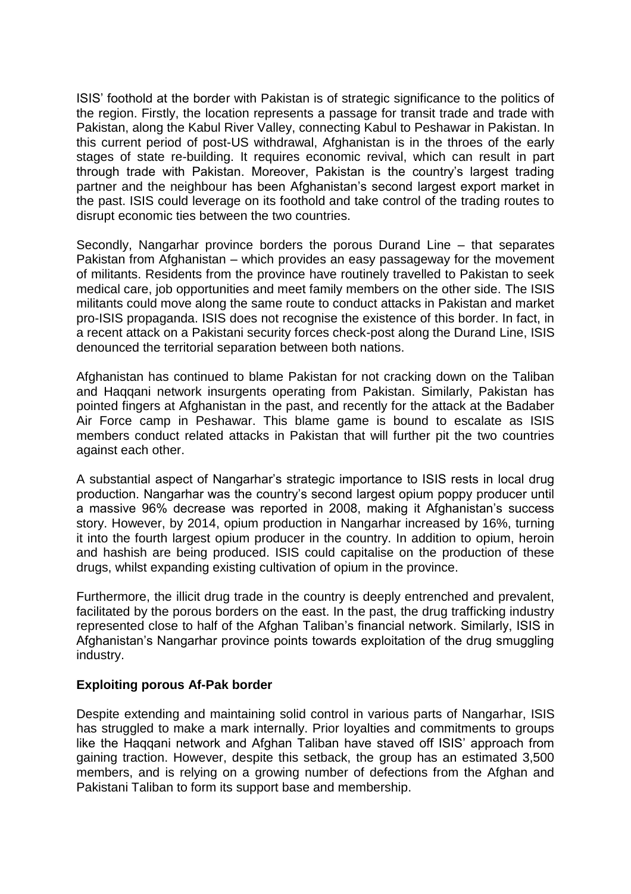ISIS' foothold at the border with Pakistan is of strategic significance to the politics of the region. Firstly, the location represents a passage for transit trade and trade with Pakistan, along the Kabul River Valley, connecting Kabul to Peshawar in Pakistan. In this current period of post-US withdrawal, Afghanistan is in the throes of the early stages of state re-building. It requires economic revival, which can result in part through trade with Pakistan. Moreover, Pakistan is the country's largest trading partner and the neighbour has been Afghanistan's second largest export market in the past. ISIS could leverage on its foothold and take control of the trading routes to disrupt economic ties between the two countries.

Secondly, Nangarhar province borders the porous Durand Line – that separates Pakistan from Afghanistan – which provides an easy passageway for the movement of militants. Residents from the province have routinely travelled to Pakistan to seek medical care, job opportunities and meet family members on the other side. The ISIS militants could move along the same route to conduct attacks in Pakistan and market pro-ISIS propaganda. ISIS does not recognise the existence of this border. In fact, in a recent attack on a Pakistani security forces check-post along the Durand Line, ISIS denounced the territorial separation between both nations.

Afghanistan has continued to blame Pakistan for not cracking down on the Taliban and Haqqani network insurgents operating from Pakistan. Similarly, Pakistan has pointed fingers at Afghanistan in the past, and recently for the attack at the Badaber Air Force camp in Peshawar. This blame game is bound to escalate as ISIS members conduct related attacks in Pakistan that will further pit the two countries against each other.

A substantial aspect of Nangarhar's strategic importance to ISIS rests in local drug production. Nangarhar was the country's second largest opium poppy producer until a massive 96% decrease was reported in 2008, making it Afghanistan's success story. However, by 2014, opium production in Nangarhar increased by 16%, turning it into the fourth largest opium producer in the country. In addition to opium, heroin and hashish are being produced. ISIS could capitalise on the production of these drugs, whilst expanding existing cultivation of opium in the province.

Furthermore, the illicit drug trade in the country is deeply entrenched and prevalent, facilitated by the porous borders on the east. In the past, the drug trafficking industry represented close to half of the Afghan Taliban's financial network. Similarly, ISIS in Afghanistan's Nangarhar province points towards exploitation of the drug smuggling industry.

**Exploiting porous Af-Pak border**

Despite extending and maintaining solid control in various parts of Nangarhar, ISIS has struggled to make a mark internally. Prior loyalties and commitments to groups like the Haqqani network and Afghan Taliban have staved off ISIS' approach from gaining traction. However, despite this setback, the group has an estimated 3,500 members, and is relying on a growing number of defections from the Afghan and Pakistani Taliban to form its support base and membership.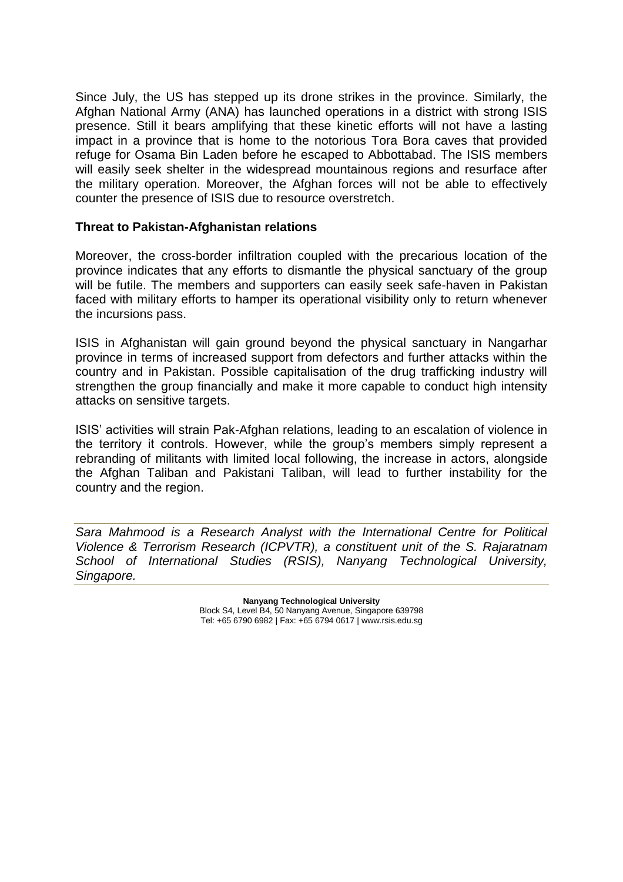Since July, the US has stepped up its drone strikes in the province. Similarly, the Afghan National Army (ANA) has launched operations in a district with strong ISIS presence. Still it bears amplifying that these kinetic efforts will not have a lasting impact in a province that is home to the notorious Tora Bora caves that provided refuge for Osama Bin Laden before he escaped to Abbottabad. The ISIS members will easily seek shelter in the widespread mountainous regions and resurface after the military operation. Moreover, the Afghan forces will not be able to effectively counter the presence of ISIS due to resource overstretch.

**Threat to Pakistan-Afghanistan relations**

Moreover, the cross-border infiltration coupled with the precarious location of the province indicates that any efforts to dismantle the physical sanctuary of the group will be futile. The members and supporters can easily seek safe-haven in Pakistan faced with military efforts to hamper its operational visibility only to return whenever the incursions pass.

ISIS in Afghanistan will gain ground beyond the physical sanctuary in Nangarhar province in terms of increased support from defectors and further attacks within the country and in Pakistan. Possible capitalisation of the drug trafficking industry will strengthen the group financially and make it more capable to conduct high intensity attacks on sensitive targets.

ISIS' activities will strain Pak-Afghan relations, leading to an escalation of violence in the territory it controls. However, while the group's members simply represent a rebranding of militants with limited local following, the increase in actors, alongside the Afghan Taliban and Pakistani Taliban, will lead to further instability for the country and the region.

---

*Sara Mahmood is a Research Analyst with the International Centre for Political Violence & Terrorism Research (ICPVTR), a constituent unit of the S. Rajaratnam School of International Studies (RSIS), Nanyang Technological University, Singapore.*

---

**Nanyang Technological University**
Block S4, Level B4, 50 Nanyang Avenue, Singapore 639798
Tel: +65 6790 6982 | Fax: +65 6794 0617 | www.rsis.edu.sg